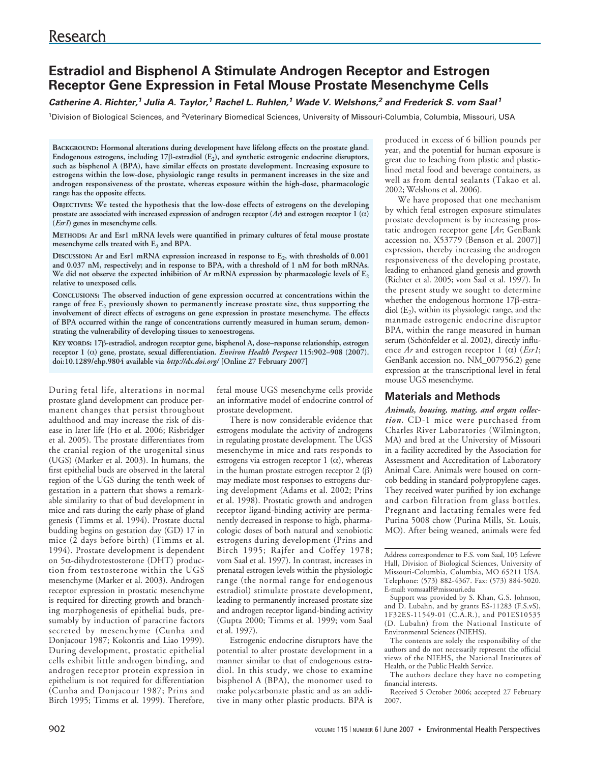Research

# Estradiol and Bisphenol A Stimulate Androgen Receptor and Estrogen Receptor Gene Expression in Fetal Mouse Prostate Mesenchyme Cells

***Catherine A. Richter,[1] Julia A. Taylor,[1] Rachel L. Ruhlen,[1] Wade V. Welshons,[2] and Frederick S. vom Saal[1]***

[1]Division of Biological Sciences, and [2]Veterinary Biomedical Sciences, University of Missouri-Columbia, Columbia, Missouri, USA

**BACKGROUND: Hormonal alterations during development have lifelong effects on the prostate gland. Endogenous estrogens, including 17β-estradiol ($E_2$), and synthetic estrogenic endocrine disruptors, such as bisphenol A (BPA), have similar effects on prostate development. Increasing exposure to estrogens within the low-dose, physiologic range results in permanent increases in the size and androgen responsiveness of the prostate, whereas exposure within the high-dose, pharmacologic range has the opposite effects.**

**OBJECTIVES: We tested the hypothesis that the low-dose effects of estrogens on the developing prostate are associated with increased expression of androgen receptor (*Ar*) and estrogen receptor 1 (α) (*Esr1*) genes in mesenchyme cells.**

**METHODS: Ar and Esr1 mRNA levels were quantified in primary cultures of fetal mouse prostate mesenchyme cells treated with $E_2$ and BPA.**

**DISCUSSION: Ar and Esr1 mRNA expression increased in response to $E_2$, with thresholds of 0.001 and 0.037 nM, respectively; and in response to BPA, with a threshold of 1 nM for both mRNAs. We did not observe the expected inhibition of Ar mRNA expression by pharmacologic levels of $E_2$ relative to unexposed cells.**

**CONCLUSIONS: The observed induction of gene expression occurred at concentrations within the range of free $E_2$ previously shown to permanently increase prostate size, thus supporting the involvement of direct effects of estrogens on gene expression in prostate mesenchyme. The effects of BPA occurred within the range of concentrations currently measured in human serum, demonstrating the vulnerability of developing tissues to xenoestrogens.**

**KEY WORDS: 17β-estradiol, androgen receptor gene, bisphenol A, dose–response relationship, estrogen receptor 1 (α) gene, prostate, sexual differentiation. *Environ Health Perspect* 115:902–908 (2007). doi:10.1289/ehp.9804 available via *http://dx.doi.org/* [Online 27 February 2007]**

During fetal life, alterations in normal prostate gland development can produce permanent changes that persist throughout adulthood and may increase the risk of disease in later life (Ho et al. 2006; Risbridger et al. 2005). The prostate differentiates from the cranial region of the urogenital sinus (UGS) (Marker et al. 2003). In humans, the first epithelial buds are observed in the lateral region of the UGS during the tenth week of gestation in a pattern that shows a remarkable similarity to that of bud development in mice and rats during the early phase of gland genesis (Timms et al. 1994). Prostate ductal budding begins on gestation day (GD) 17 in mice (2 days before birth) (Timms et al. 1994). Prostate development is dependent on 5α-dihydrotestosterone (DHT) production from testosterone within the UGS mesenchyme (Marker et al. 2003). Androgen receptor expression in prostatic mesenchyme is required for directing growth and branching morphogenesis of epithelial buds, presumably by induction of paracrine factors secreted by mesenchyme (Cunha and Donjacour 1987; Kokontis and Liao 1999). During development, prostatic epithelial cells exhibit little androgen binding, and androgen receptor protein expression in epithelium is not required for differentiation (Cunha and Donjacour 1987; Prins and Birch 1995; Timms et al. 1999). Therefore, fetal mouse UGS mesenchyme cells provide an informative model of endocrine control of prostate development.

There is now considerable evidence that estrogens modulate the activity of androgens in regulating prostate development. The UGS mesenchyme in mice and rats responds to estrogens via estrogen receptor 1 (α), whereas in the human prostate estrogen receptor 2 (β) may mediate most responses to estrogens during development (Adams et al. 2002; Prins et al. 1998). Prostatic growth and androgen receptor ligand-binding activity are permanently decreased in response to high, pharmacologic doses of both natural and xenobiotic estrogens during development (Prins and Birch 1995; Rajfer and Coffey 1978; vom Saal et al. 1997). In contrast, increases in prenatal estrogen levels within the physiologic range (the normal range for endogenous estradiol) stimulate prostate development, leading to permanently increased prostate size and androgen receptor ligand-binding activity (Gupta 2000; Timms et al. 1999; vom Saal et al. 1997).

Estrogenic endocrine disruptors have the potential to alter prostate development in a manner similar to that of endogenous estradiol. In this study, we chose to examine bisphenol A (BPA), the monomer used to make polycarbonate plastic and as an additive in many other plastic products. BPA is produced in excess of 6 billion pounds per year, and the potential for human exposure is great due to leaching from plastic and plastic-lined metal food and beverage containers, as well as from dental sealants (Takao et al. 2002; Welshons et al. 2006).

We have proposed that one mechanism by which fetal estrogen exposure stimulates prostate development is by increasing prostatic androgen receptor gene [*Ar*; GenBank accession no. X53779 (Benson et al. 2007)] expression, thereby increasing the androgen responsiveness of the developing prostate, leading to enhanced gland genesis and growth (Richter et al. 2005; vom Saal et al. 1997). In the present study we sought to determine whether the endogenous hormone 17β-estradiol ($E_2$), within its physiologic range, and the manmade estrogenic endocrine disruptor BPA, within the range measured in human serum (Schönfelder et al. 2002), directly influence *Ar* and estrogen receptor 1 (α) (*Esr1*; GenBank accession no. NM_007956.2) gene expression at the transcriptional level in fetal mouse UGS mesenchyme.

## Materials and Methods

***Animals, housing, mating, and organ collection.*** CD-1 mice were purchased from Charles River Laboratories (Wilmington, MA) and bred at the University of Missouri in a facility accredited by the Association for Assessment and Accreditation of Laboratory Animal Care. Animals were housed on corncob bedding in standard polypropylene cages. They received water purified by ion exchange and carbon filtration from glass bottles. Pregnant and lactating females were fed Purina 5008 chow (Purina Mills, St. Louis, MO). After being weaned, animals were fed

---

Address correspondence to F.S. vom Saal, 105 Lefevre Hall, Division of Biological Sciences, University of Missouri-Columbia, Columbia, MO 65211 USA. Telephone: (573) 882-4367. Fax: (573) 884-5020. E-mail: vomsaalf@missouri.edu

Support was provided by S. Khan, G.S. Johnson, and D. Lubahn, and by grants ES-11283 (F.S.vS), 1F32ES-11549-01 (C.A.R.), and P01ES10535 (D. Lubahn) from the National Institute of Environmental Sciences (NIEHS).

The contents are solely the responsibility of the authors and do not necessarily represent the official views of the NIEHS, the National Institutes of Health, or the Public Health Service.

The authors declare they have no competing financial interests.

Received 5 October 2006; accepted 27 February 2007.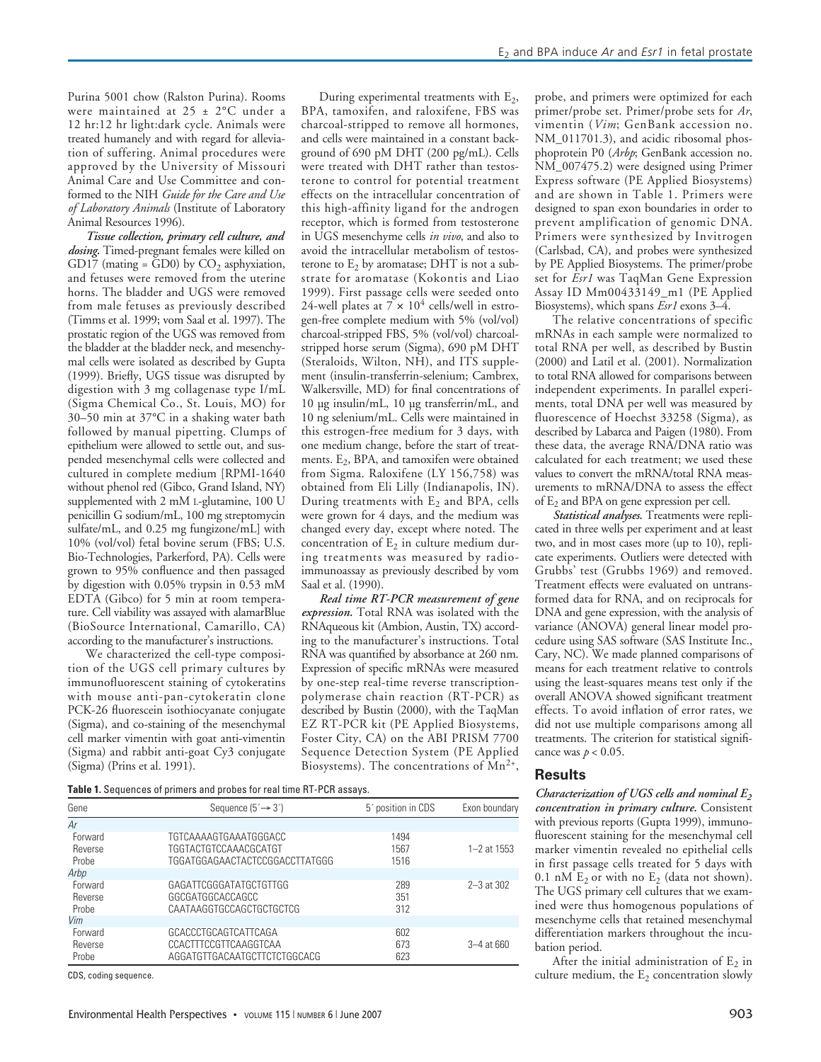Purina 5001 chow (Ralston Purina). Rooms were maintained at 25 ± 2°C under a 12 hr:12 hr light:dark cycle. Animals were treated humanely and with regard for alleviation of suffering. Animal procedures were approved by the University of Missouri Animal Care and Use Committee and conformed to the NIH *Guide for the Care and Use of Laboratory Animals* (Institute of Laboratory Animal Resources 1996).

***Tissue collection, primary cell culture, and dosing.*** Timed-pregnant females were killed on GD17 (mating = GD0) by $CO_2$ asphyxiation, and fetuses were removed from the uterine horns. The bladder and UGS were removed from male fetuses as previously described (Timms et al. 1999; vom Saal et al. 1997). The prostatic region of the UGS was removed from the bladder at the bladder neck, and mesenchymal cells were isolated as described by Gupta (1999). Briefly, UGS tissue was disrupted by digestion with 3 mg collagenase type I/mL (Sigma Chemical Co., St. Louis, MO) for 30–50 min at 37°C in a shaking water bath followed by manual pipetting. Clumps of epithelium were allowed to settle out, and suspended mesenchymal cells were collected and cultured in complete medium [RPMI-1640 without phenol red (Gibco, Grand Island, NY) supplemented with 2 mM L-glutamine, 100 U penicillin G sodium/mL, 100 mg streptomycin sulfate/mL, and 0.25 mg fungizone/mL] with 10% (vol/vol) fetal bovine serum (FBS; U.S. Bio-Technologies, Parkerford, PA). Cells were grown to 95% confluence and then passaged by digestion with 0.05% trypsin in 0.53 mM EDTA (Gibco) for 5 min at room temperature. Cell viability was assayed with alamarBlue (BioSource International, Camarillo, CA) according to the manufacturer's instructions.

We characterized the cell-type composition of the UGS cell primary cultures by immunofluorescent staining of cytokeratins with mouse anti-pan-cytokeratin clone PCK-26 fluorescein isothiocyanate conjugate (Sigma), and co-staining of the mesenchymal cell marker vimentin with goat anti-vimentin (Sigma) and rabbit anti-goat Cy3 conjugate (Sigma) (Prins et al. 1991).

During experimental treatments with $E_2$, BPA, tamoxifen, and raloxifene, FBS was charcoal-stripped to remove all hormones, and cells were maintained in a constant background of 690 pM DHT (200 pg/mL). Cells were treated with DHT rather than testosterone to control for potential treatment effects on the intracellular concentration of this high-affinity ligand for the androgen receptor, which is formed from testosterone in UGS mesenchyme cells *in vivo*, and also to avoid the intracellular metabolism of testosterone to $E_2$ by aromatase; DHT is not a substrate for aromatase (Kokontis and Liao 1999). First passage cells were seeded onto 24-well plates at $7 \times 10^4$ cells/well in estrogen-free complete medium with 5% (vol/vol) charcoal-stripped FBS, 5% (vol/vol) charcoal-stripped horse serum (Sigma), 690 pM DHT (Steraloids, Wilton, NH), and ITS supplement (insulin-transferrin-selenium; Cambrex, Walkersville, MD) for final concentrations of 10 µg insulin/mL, 10 µg transferrin/mL, and 10 ng selenium/mL. Cells were maintained in this estrogen-free medium for 3 days, with one medium change, before the start of treatments. $E_2$, BPA, and tamoxifen were obtained from Sigma. Raloxifene (LY 156,758) was obtained from Eli Lilly (Indianapolis, IN). During treatments with $E_2$ and BPA, cells were grown for 4 days, and the medium was changed every day, except where noted. The concentration of $E_2$ in culture medium during treatments was measured by radioimmunoassay as previously described by vom Saal et al. (1990).

***Real time RT-PCR measurement of gene expression.*** Total RNA was isolated with the RNAqueous kit (Ambion, Austin, TX) according to the manufacturer's instructions. Total RNA was quantified by absorbance at 260 nm. Expression of specific mRNAs were measured by one-step real-time reverse transcription-polymerase chain reaction (RT-PCR) as described by Bustin (2000), with the TaqMan EZ RT-PCR kit (PE Applied Biosystems, Foster City, CA) on the ABI PRISM 7700 Sequence Detection System (PE Applied Biosystems). The concentrations of $Mn^{2+}$, probe, and primers were optimized for each primer/probe set. Primer/probe sets for *Ar*, vimentin (*Vim*; GenBank accession no. NM_011701.3), and acidic ribosomal phosphoprotein P0 (*Arbp*; GenBank accession no. NM_007475.2) were designed using Primer Express software (PE Applied Biosystems) and are shown in Table 1. Primers were designed to span exon boundaries in order to prevent amplification of genomic DNA. Primers were synthesized by Invitrogen (Carlsbad, CA), and probes were synthesized by PE Applied Biosystems. The primer/probe set for *Esr1* was TaqMan Gene Expression Assay ID Mm00433149_m1 (PE Applied Biosystems), which spans *Esr1* exons 3–4.

The relative concentrations of specific mRNAs in each sample were normalized to total RNA per well, as described by Bustin (2000) and Latil et al. (2001). Normalization to total RNA allowed for comparisons between independent experiments. In parallel experiments, total DNA per well was measured by fluorescence of Hoechst 33258 (Sigma), as described by Labarca and Paigen (1980). From these data, the average RNA/DNA ratio was calculated for each treatment; we used these values to convert the mRNA/total RNA measurements to mRNA/DNA to assess the effect of $E_2$ and BPA on gene expression per cell.

***Statistical analyses.*** Treatments were replicated in three wells per experiment and at least two, and in most cases more (up to 10), replicate experiments. Outliers were detected with Grubbs' test (Grubbs 1969) and removed. Treatment effects were evaluated on untransformed data for RNA, and on reciprocals for DNA and gene expression, with the analysis of variance (ANOVA) general linear model procedure using SAS software (SAS Institute Inc., Cary, NC). We made planned comparisons of means for each treatment relative to controls using the least-squares means test only if the overall ANOVA showed significant treatment effects. To avoid inflation of error rates, we did not use multiple comparisons among all treatments. The criterion for statistical significance was $p < 0.05$.

**Table 1.** Sequences of primers and probes for real time RT-PCR assays.

| Gene | Sequence (5′→ 3′) | 5′ position in CDS | Exon boundary |
|---|---|---|---|
| *Ar* | | | |
| Forward | TGTCAAAAGTGAAATGGGACC | 1494 | |
| Reverse | TGGTACTGTCCAAACGCATGT | 1567 | 1–2 at 1553 |
| Probe | TGGATGGAGAACTACTCCGGACCTTATGGG | 1516 | |
| *Arbp* | | | |
| Forward | GAGATTCGGGATATGCTGTTGG | 289 | |
| Reverse | GGCGATGGCACCAGCC | 351 | 2–3 at 302 |
| Probe | CAATAAGGTGCCAGCTGCTGCTCG | 312 | |
| *Vim* | | | |
| Forward | GCACCCTGCAGTCATTCAGA | 602 | |
| Reverse | CCACTTTCCGTTCAAGGTCAA | 673 | 3–4 at 660 |
| Probe | AGGATGTTGACAATGCTTCTCTGGCACG | 623 | |

CDS, coding sequence.

## Results

***Characterization of UGS cells and nominal $E_2$ concentration in primary culture.*** Consistent with previous reports (Gupta 1999), immunofluorescent staining for the mesenchymal cell marker vimentin revealed no epithelial cells in first passage cells treated for 5 days with 0.1 nM $E_2$ or with no $E_2$ (data not shown). The UGS primary cell cultures that we examined were thus homogenous populations of mesenchyme cells that retained mesenchymal differentiation markers throughout the incubation period.

After the initial administration of $E_2$ in culture medium, the $E_2$ concentration slowly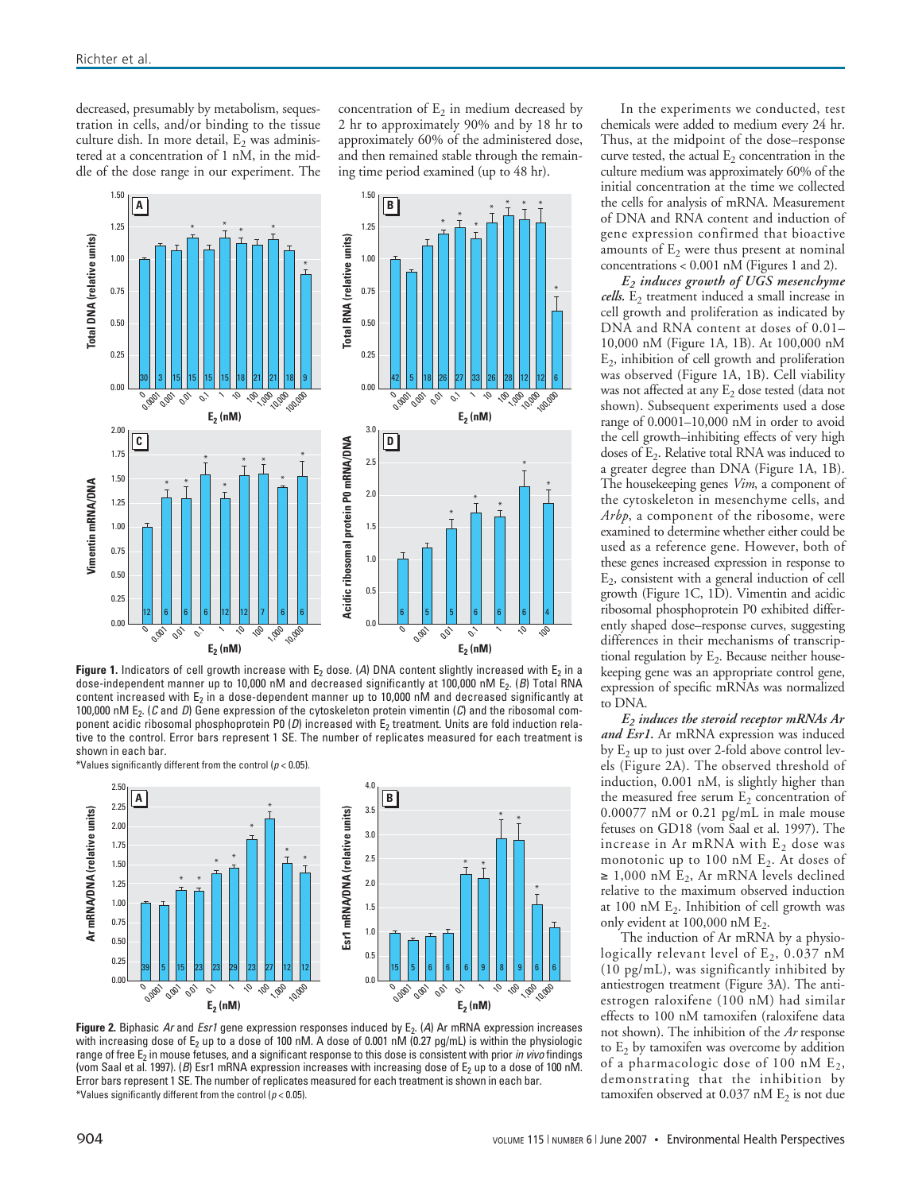decreased, presumably by metabolism, sequestration in cells, and/or binding to the tissue culture dish. In more detail, $E_2$ was administered at a concentration of 1 nM, in the middle of the dose range in our experiment. The concentration of $E_2$ in medium decreased by 2 hr to approximately 90% and by 18 hr to approximately 60% of the administered dose, and then remained stable through the remaining time period examined (up to 48 hr).

**Figure 1.** Indicators of cell growth increase with $E_2$ dose. (*A*) DNA content slightly increased with $E_2$ in a dose-independent manner up to 10,000 nM and decreased significantly at 100,000 nM $E_2$. (*B*) Total RNA content increased with $E_2$ in a dose-dependent manner up to 10,000 nM and decreased significantly at 100,000 nM $E_2$. (*C* and *D*) Gene expression of the cytoskeleton protein vimentin (*C*) and the ribosomal component acidic ribosomal phosphoprotein P0 (*D*) increased with $E_2$ treatment. Units are fold induction relative to the control. Error bars represent 1 SE. The number of replicates measured for each treatment is shown in each bar.
*Values significantly different from the control ($p < 0.05$).

**Figure 2.** Biphasic *Ar* and *Esr1* gene expression responses induced by $E_2$. (*A*) Ar mRNA expression increases with increasing dose of $E_2$ up to a dose of 100 nM. A dose of 0.001 nM (0.27 pg/mL) is within the physiologic range of free $E_2$ in mouse fetuses, and a significant response to this dose is consistent with prior *in vivo* findings (vom Saal et al. 1997). (*B*) Esr1 mRNA expression increases with increasing dose of $E_2$ up to a dose of 100 nM. Error bars represent 1 SE. The number of replicates measured for each treatment is shown in each bar.
*Values significantly different from the control ($p < 0.05$).

In the experiments we conducted, test chemicals were added to medium every 24 hr. Thus, at the midpoint of the dose–response curve tested, the actual $E_2$ concentration in the culture medium was approximately 60% of the initial concentration at the time we collected the cells for analysis of mRNA. Measurement of DNA and RNA content and induction of gene expression confirmed that bioactive amounts of $E_2$ were thus present at nominal concentrations < 0.001 nM (Figures 1 and 2).

***$E_2$ induces growth of UGS mesenchyme cells.*** $E_2$ treatment induced a small increase in cell growth and proliferation as indicated by DNA and RNA content at doses of 0.01–10,000 nM (Figure 1A, 1B). At 100,000 nM $E_2$, inhibition of cell growth and proliferation was observed (Figure 1A, 1B). Cell viability was not affected at any $E_2$ dose tested (data not shown). Subsequent experiments used a dose range of 0.0001–10,000 nM in order to avoid the cell growth–inhibiting effects of very high doses of $E_2$. Relative total RNA was induced to a greater degree than DNA (Figure 1A, 1B). The housekeeping genes *Vim*, a component of the cytoskeleton in mesenchyme cells, and *Arbp*, a component of the ribosome, were examined to determine whether either could be used as a reference gene. However, both of these genes increased expression in response to $E_2$, consistent with a general induction of cell growth (Figure 1C, 1D). Vimentin and acidic ribosomal phosphoprotein P0 exhibited differently shaped dose–response curves, suggesting differences in their mechanisms of transcriptional regulation by $E_2$. Because neither housekeeping gene was an appropriate control gene, expression of specific mRNAs was normalized to DNA.

***$E_2$ induces the steroid receptor mRNAs Ar and Esr1.*** Ar mRNA expression was induced by $E_2$ up to just over 2-fold above control levels (Figure 2A). The observed threshold of induction, 0.001 nM, is slightly higher than the measured free serum $E_2$ concentration of 0.00077 nM or 0.21 pg/mL in male mouse fetuses on GD18 (vom Saal et al. 1997). The increase in Ar mRNA with $E_2$ dose was monotonic up to 100 nM $E_2$. At doses of ≥ 1,000 nM $E_2$, Ar mRNA levels declined relative to the maximum observed induction at 100 nM $E_2$. Inhibition of cell growth was only evident at 100,000 nM $E_2$.

The induction of Ar mRNA by a physiologically relevant level of $E_2$, 0.037 nM (10 pg/mL), was significantly inhibited by antiestrogen treatment (Figure 3A). The antiestrogen raloxifene (100 nM) had similar effects to 100 nM tamoxifen (raloxifene data not shown). The inhibition of the *Ar* response to $E_2$ by tamoxifen was overcome by addition of a pharmacologic dose of 100 nM $E_2$, demonstrating that the inhibition by tamoxifen observed at 0.037 nM $E_2$ is not due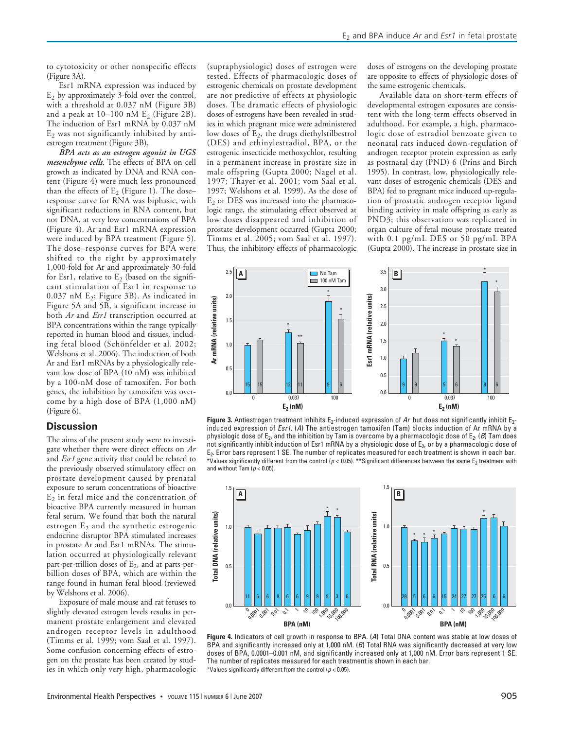to cytotoxicity or other nonspecific effects (Figure 3A).

Esr1 mRNA expression was induced by $E_2$ by approximately 3-fold over the control, with a threshold at 0.037 nM (Figure 3B) and a peak at 10–100 nM $E_2$ (Figure 2B). The induction of Esr1 mRNA by 0.037 nM $E_2$ was not significantly inhibited by antiestrogen treatment (Figure 3B).

***BPA acts as an estrogen agonist in UGS mesenchyme cells.*** The effects of BPA on cell growth as indicated by DNA and RNA content (Figure 4) were much less pronounced than the effects of $E_2$ (Figure 1). The dose–response curve for RNA was biphasic, with significant reductions in RNA content, but not DNA, at very low concentrations of BPA (Figure 4). Ar and Esr1 mRNA expression were induced by BPA treatment (Figure 5). The dose–response curves for BPA were shifted to the right by approximately 1,000-fold for Ar and approximately 30-fold for Esr1, relative to $E_2$ (based on the significant stimulation of Esr1 in response to 0.037 nM $E_2$; Figure 3B). As indicated in Figure 5A and 5B, a significant increase in both *Ar* and *Esr1* transcription occurred at BPA concentrations within the range typically reported in human blood and tissues, including fetal blood (Schönfelder et al. 2002; Welshons et al. 2006). The induction of both Ar and Esr1 mRNAs by a physiologically relevant low dose of BPA (10 nM) was inhibited by a 100-nM dose of tamoxifen. For both genes, the inhibition by tamoxifen was overcome by a high dose of BPA (1,000 nM) (Figure 6).

## Discussion

The aims of the present study were to investigate whether there were direct effects on *Ar* and *Esr1* gene activity that could be related to the previously observed stimulatory effect on prostate development caused by prenatal exposure to serum concentrations of bioactive $E_2$ in fetal mice and the concentration of bioactive BPA currently measured in human fetal serum. We found that both the natural estrogen $E_2$ and the synthetic estrogenic endocrine disruptor BPA stimulated increases in prostate Ar and Esr1 mRNAs. The stimulation occurred at physiologically relevant part-per-trillion doses of $E_2$, and at parts-per-billion doses of BPA, which are within the range found in human fetal blood (reviewed by Welshons et al. 2006).

Exposure of male mouse and rat fetuses to slightly elevated estrogen levels results in permanent prostate enlargement and elevated androgen receptor levels in adulthood (Timms et al. 1999; vom Saal et al. 1997). Some confusion concerning effects of estrogen on the prostate has been created by studies in which only very high, pharmacologic (supraphysiologic) doses of estrogen were tested. Effects of pharmacologic doses of estrogenic chemicals on prostate development are not predictive of effects at physiologic doses. The dramatic effects of physiologic doses of estrogens have been revealed in studies in which pregnant mice were administered low doses of $E_2$, the drugs diethylstilbestrol (DES) and ethinylestradiol, BPA, or the estrogenic insecticide methoxychlor, resulting in a permanent increase in prostate size in male offspring (Gupta 2000; Nagel et al. 1997; Thayer et al. 2001; vom Saal et al. 1997; Welshons et al. 1999). As the dose of $E_2$ or DES was increased into the pharmacologic range, the stimulating effect observed at low doses disappeared and inhibition of prostate development occurred (Gupta 2000; Timms et al. 2005; vom Saal et al. 1997). Thus, the inhibitory effects of pharmacologic doses of estrogens on the developing prostate are opposite to effects of physiologic doses of the same estrogenic chemicals.

Available data on short-term effects of developmental estrogen exposures are consistent with the long-term effects observed in adulthood. For example, a high, pharmacologic dose of estradiol benzoate given to neonatal rats induced down-regulation of androgen receptor protein expression as early as postnatal day (PND) 6 (Prins and Birch 1995). In contrast, low, physiologically relevant doses of estrogenic chemicals (DES and BPA) fed to pregnant mice induced up-regulation of prostatic androgen receptor ligand binding activity in male offspring as early as PND3; this observation was replicated in organ culture of fetal mouse prostate treated with 0.1 pg/mL DES or 50 pg/mL BPA (Gupta 2000). The increase in prostate size in

**Figure 3.** Antiestrogen treatment inhibits $E_2$-induced expression of *Ar* but does not significantly inhibit $E_2$-induced expression of *Esr1*. (*A*) The antiestrogen tamoxifen (Tam) blocks induction of Ar mRNA by a physiologic dose of $E_2$, and the inhibition by Tam is overcome by a pharmacologic dose of $E_2$. (*B*) Tam does not significantly inhibit induction of Esr1 mRNA by a physiologic dose of $E_2$, or by a pharmacologic dose of $E_2$. Error bars represent 1 SE. The number of replicates measured for each treatment is shown in each bar. *Values significantly different from the control ($p < 0.05$). **Significant differences between the same $E_2$ treatment with and without Tam ($p < 0.05$).

**Figure 4.** Indicators of cell growth in response to BPA. (*A*) Total DNA content was stable at low doses of BPA and significantly increased only at 1,000 nM. (*B*) Total RNA was significantly decreased at very low doses of BPA, 0.0001–0.001 nM, and significantly increased only at 1,000 nM. Error bars represent 1 SE. The number of replicates measured for each treatment is shown in each bar. *Values significantly different from the control ($p < 0.05$).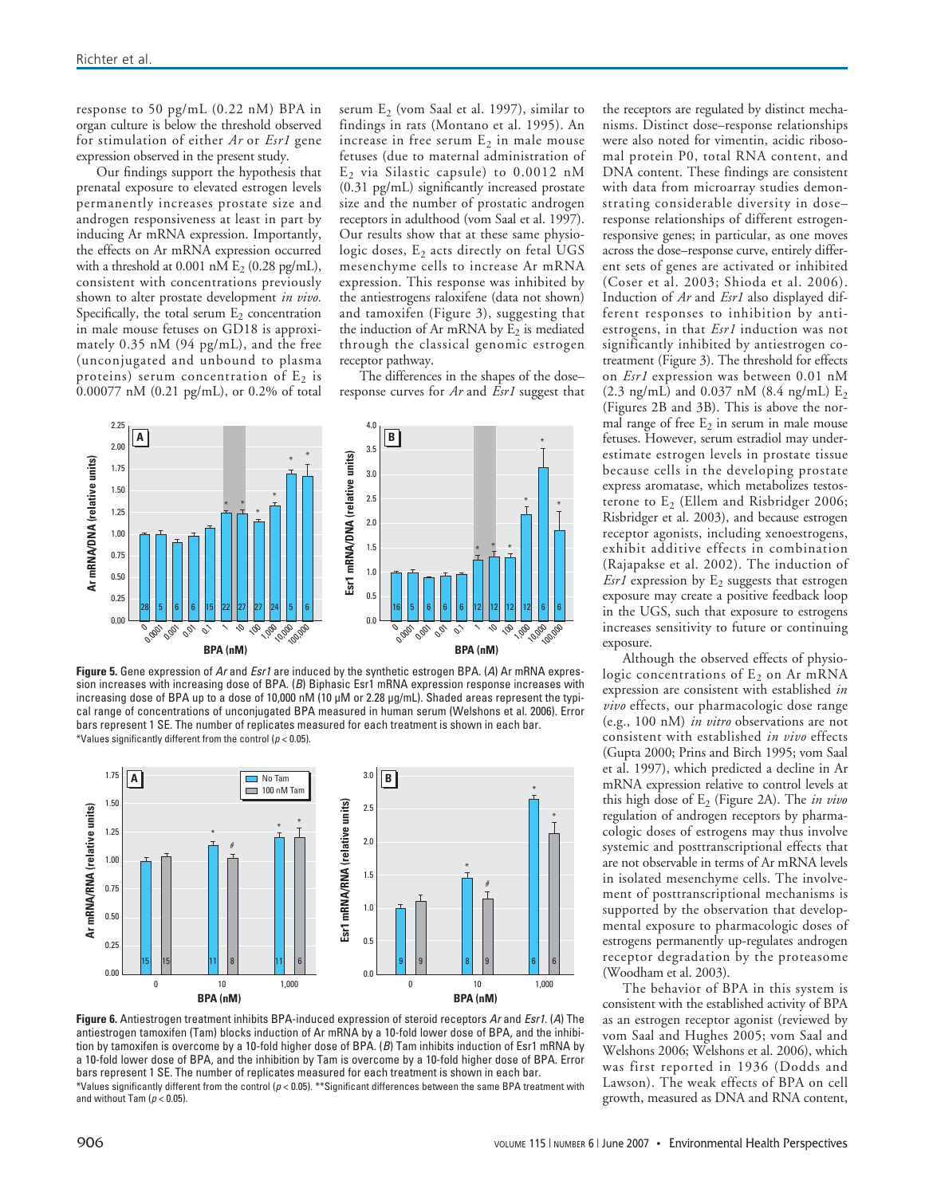response to 50 pg/mL (0.22 nM) BPA in organ culture is below the threshold observed for stimulation of either *Ar* or *Esr1* gene expression observed in the present study.

Our findings support the hypothesis that prenatal exposure to elevated estrogen levels permanently increases prostate size and androgen responsiveness at least in part by inducing Ar mRNA expression. Importantly, the effects on Ar mRNA expression occurred with a threshold at 0.001 nM $E_2$ (0.28 pg/mL), consistent with concentrations previously shown to alter prostate development *in vivo.* Specifically, the total serum $E_2$ concentration in male mouse fetuses on GD18 is approximately 0.35 nM (94 pg/mL), and the free (unconjugated and unbound to plasma proteins) serum concentration of $E_2$ is 0.00077 nM (0.21 pg/mL), or 0.2% of total serum $E_2$ (vom Saal et al. 1997), similar to findings in rats (Montano et al. 1995). An increase in free serum $E_2$ in male mouse fetuses (due to maternal administration of $E_2$ via Silastic capsule) to 0.0012 nM (0.31 pg/mL) significantly increased prostate size and the number of prostatic androgen receptors in adulthood (vom Saal et al. 1997). Our results show that at these same physiologic doses, $E_2$ acts directly on fetal UGS mesenchyme cells to increase Ar mRNA expression. This response was inhibited by the antiestrogens raloxifene (data not shown) and tamoxifen (Figure 3), suggesting that the induction of Ar mRNA by $E_2$ is mediated through the classical genomic estrogen receptor pathway.

The differences in the shapes of the dose–response curves for *Ar* and *Esr1* suggest that the receptors are regulated by distinct mechanisms. Distinct dose–response relationships were also noted for vimentin, acidic ribosomal protein P0, total RNA content, and DNA content. These findings are consistent with data from microarray studies demonstrating considerable diversity in dose–response relationships of different estrogen-responsive genes; in particular, as one moves across the dose–response curve, entirely different sets of genes are activated or inhibited (Coser et al. 2003; Shioda et al. 2006). Induction of *Ar* and *Esr1* also displayed different responses to inhibition by antiestrogens, in that *Esr1* induction was not significantly inhibited by antiestrogen cotreatment (Figure 3). The threshold for effects on *Esr1* expression was between 0.01 nM (2.3 ng/mL) and 0.037 nM (8.4 ng/mL) $E_2$ (Figures 2B and 3B). This is above the normal range of free $E_2$ in serum in male mouse fetuses. However, serum estradiol may underestimate estrogen levels in prostate tissue because cells in the developing prostate express aromatase, which metabolizes testosterone to $E_2$ (Ellem and Risbridger 2006; Risbridger et al. 2003), and because estrogen receptor agonists, including xenoestrogens, exhibit additive effects in combination (Rajapakse et al. 2002). The induction of *Esr1* expression by $E_2$ suggests that estrogen exposure may create a positive feedback loop in the UGS, such that exposure to estrogens increases sensitivity to future or continuing exposure.

Although the observed effects of physiologic concentrations of $E_2$ on Ar mRNA expression are consistent with established *in vivo* effects, our pharmacologic dose range (e.g., 100 nM) *in vitro* observations are not consistent with established *in vivo* effects (Gupta 2000; Prins and Birch 1995; vom Saal et al. 1997), which predicted a decline in Ar mRNA expression relative to control levels at this high dose of $E_2$ (Figure 2A). The *in vivo* regulation of androgen receptors by pharmacologic doses of estrogens may thus involve systemic and posttranscriptional effects that are not observable in terms of Ar mRNA levels in isolated mesenchyme cells. The involvement of posttranscriptional mechanisms is supported by the observation that developmental exposure to pharmacologic doses of estrogens permanently up-regulates androgen receptor degradation by the proteasome (Woodham et al. 2003).

The behavior of BPA in this system is consistent with the established activity of BPA as an estrogen receptor agonist (reviewed by vom Saal and Hughes 2005; vom Saal and Welshons 2006; Welshons et al. 2006), which was first reported in 1936 (Dodds and Lawson). The weak effects of BPA on cell growth, measured as DNA and RNA content,

**Figure 5.** Gene expression of *Ar* and *Esr1* are induced by the synthetic estrogen BPA. (*A*) Ar mRNA expression increases with increasing dose of BPA. (*B*) Biphasic Esr1 mRNA expression response increases with increasing dose of BPA up to a dose of 10,000 nM (10 µM or 2.28 µg/mL). Shaded areas represent the typical range of concentrations of unconjugated BPA measured in human serum (Welshons et al. 2006). Error bars represent 1 SE. The number of replicates measured for each treatment is shown in each bar. *Values significantly different from the control ($p < 0.05$).

**Figure 6.** Antiestrogen treatment inhibits BPA-induced expression of steroid receptors *Ar* and *Esr1*. (*A*) The antiestrogen tamoxifen (Tam) blocks induction of Ar mRNA by a 10-fold lower dose of BPA, and the inhibition by tamoxifen is overcome by a 10-fold higher dose of BPA. (*B*) Tam inhibits induction of Esr1 mRNA by a 10-fold lower dose of BPA, and the inhibition by Tam is overcome by a 10-fold higher dose of BPA. Error bars represent 1 SE. The number of replicates measured for each treatment is shown in each bar. *Values significantly different from the control ($p < 0.05$). **Significant differences between the same BPA treatment with and without Tam ($p < 0.05$).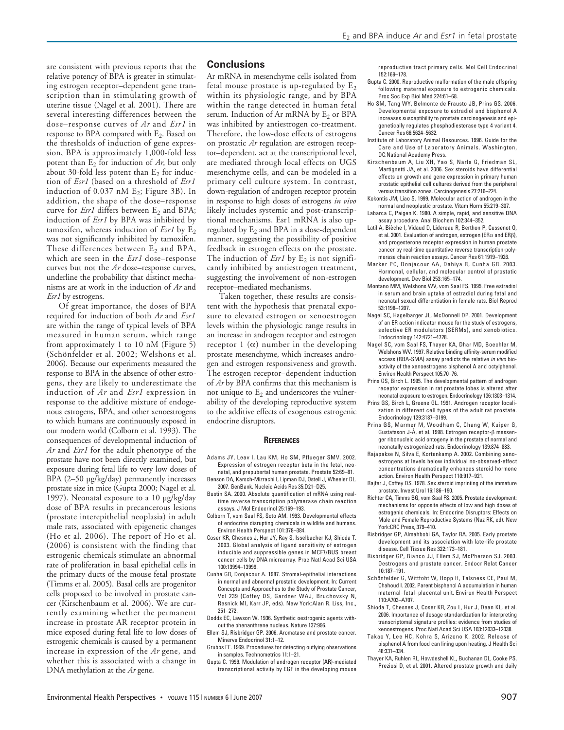are consistent with previous reports that the relative potency of BPA is greater in stimulating estrogen receptor–dependent gene transcription than in stimulating growth of uterine tissue (Nagel et al. 2001). There are several interesting differences between the dose–response curves of *Ar* and *Esr1* in response to BPA compared with $E_2$. Based on the thresholds of induction of gene expression, BPA is approximately 1,000-fold less potent than $E_2$ for induction of *Ar*, but only about 30-fold less potent than $E_2$ for induction of *Esr1* (based on a threshold of *Esr1* induction of 0.037 nM $E_2$; Figure 3B). In addition, the shape of the dose–response curve for *Esr1* differs between $E_2$ and BPA; induction of *Esr1* by BPA was inhibited by tamoxifen, whereas induction of *Esr1* by $E_2$ was not significantly inhibited by tamoxifen. These differences between $E_2$ and BPA, which are seen in the *Esr1* dose–response curves but not the *Ar* dose–response curves, underline the probability that distinct mechanisms are at work in the induction of *Ar* and *Esr1* by estrogens.

Of great importance, the doses of BPA required for induction of both *Ar* and *Esr1* are within the range of typical levels of BPA measured in human serum, which range from approximately 1 to 10 nM (Figure 5) (Schönfelder et al. 2002; Welshons et al. 2006). Because our experiments measured the response to BPA in the absence of other estrogens, they are likely to underestimate the induction of *Ar* and *Esr1* expression in response to the additive mixture of endogenous estrogens, BPA, and other xenoestrogens to which humans are continuously exposed in our modern world (Colborn et al. 1993). The consequences of developmental induction of *Ar* and *Esr1* for the adult phenotype of the prostate have not been directly examined, but exposure during fetal life to very low doses of BPA (2–50 µg/kg/day) permanently increases prostate size in mice (Gupta 2000; Nagel et al. 1997). Neonatal exposure to a 10 µg/kg/day dose of BPA results in precancerous lesions (prostate interepithelial neoplasia) in adult male rats, associated with epigenetic changes (Ho et al. 2006). The report of Ho et al. (2006) is consistent with the finding that estrogenic chemicals stimulate an abnormal rate of proliferation in basal epithelial cells in the primary ducts of the mouse fetal prostate (Timms et al. 2005). Basal cells are progenitor cells proposed to be involved in prostate cancer (Kirschenbaum et al. 2006). We are currently examining whether the permanent increase in prostate AR receptor protein in mice exposed during fetal life to low doses of estrogenic chemicals is caused by a permanent increase in expression of the *Ar* gene, and whether this is associated with a change in DNA methylation at the *Ar* gene.

## Conclusions

Ar mRNA in mesenchyme cells isolated from fetal mouse prostate is up-regulated by $E_2$ within its physiologic range, and by BPA within the range detected in human fetal serum. Induction of Ar mRNA by $E_2$ or BPA was inhibited by antiestrogen co-treatment. Therefore, the low-dose effects of estrogens on prostatic *Ar* regulation are estrogen receptor–dependent, act at the transcriptional level, are mediated through local effects on UGS mesenchyme cells, and can be modeled in a primary cell culture system. In contrast, down-regulation of androgen receptor protein in response to high doses of estrogens *in vivo* likely includes systemic and post-transcriptional mechanisms. Esr1 mRNA is also up-regulated by $E_2$ and BPA in a dose-dependent manner, suggesting the possibility of positive feedback in estrogen effects on the prostate. The induction of *Esr1* by $E_2$ is not significantly inhibited by antiestrogen treatment, suggesting the involvement of non-estrogen receptor–mediated mechanisms.

Taken together, these results are consistent with the hypothesis that prenatal exposure to elevated estrogen or xenoestrogen levels within the physiologic range results in an increase in androgen receptor and estrogen receptor 1 (α) number in the developing prostate mesenchyme, which increases androgen and estrogen responsiveness and growth. The receptor–dependent induction of *Ar* by BPA confirms that this mechanism is not unique to $E_2$ and underscores the vulnerability of the developing reproductive system to the additive effects of exogenous estrogenic endocrine disruptors.

## References

Adams JY, Leav I, Lau KM, Ho SM, Pflueger SMV. 2002. Expression of estrogen receptor beta in the fetal, neonatal, and prepubertal human prostate. Prostate 52:69–81.

Benson DA, Karsch-Mizrachi I, Lipman DJ, Ostell J, Wheeler DL. 2007. GenBank. Nucleic Acids Res 35:D21–D25.

Bustin SA. 2000. Absolute quantification of mRNA using real-time reverse transcription polymerase chain reaction assays. J Mol Endocrinol 25:169–193.

Colborn T, vom Saal FS, Soto AM. 1993. Developmental effects of endocrine disrupting chemicals in wildlife and humans. Environ Health Perspect 101:378–384.

Coser KR, Chesnes J, Hur JY, Ray S, Isselbacher KJ, Shioda T. 2003. Global analysis of ligand sensitivity of estrogen inducible and suppressible genes in MCF7/BUS breast cancer cells by DNA microarray. Proc Natl Acad Sci USA 100:13994–13999.

Cunha GR, Donjacour A. 1987. Stromal-epithelial interactions in normal and abnormal prostatic development. In: Current Concepts and Approaches to the Study of Prostate Cancer, Vol 239 (Coffey DS, Gardner WAJ, Bruchovsky N, Resnick MI, Karr JP, eds). New York:Alan R. Liss, Inc., 251–272.

Dodds EC, Lawson W. 1936. Synthetic oestrogenic agents without the phenanthrene nucleus. Nature 137:996.

Ellem SJ, Risbridger GP. 2006. Aromatase and prostate cancer. Minerva Endocrinol 31:1–12.

Grubbs FE. 1969. Procedures for detecting outlying observations in samples. Technometrics 11:1–21.

Gupta C. 1999. Modulation of androgen receptor (AR)-mediated transcriptional activity by EGF in the developing mouse reproductive tract primary cells. Mol Cell Endocrinol 152:169–178.

Gupta C. 2000. Reproductive malformation of the male offspring following maternal exposure to estrogenic chemicals. Proc Soc Exp Biol Med 224:61–68.

Ho SM, Tang WY, Belmonte de Frausto JB, Prins GS. 2006. Developmental exposure to estradiol and bisphenol A increases susceptibility to prostate carcinogenesis and epigenetically regulates phosphodiesterase type 4 variant 4. Cancer Res 66:5624–5632.

Institute of Laboratory Animal Resources. 1996. Guide for the Care and Use of Laboratory Animals. Washington, DC:National Academy Press.

Kirschenbaum A, Liu XH, Yao S, Narla G, Friedman SL, Martignetti JA, et al. 2006. Sex steroids have differential effects on growth and gene expression in primary human prostatic epithelial cell cultures derived from the peripheral versus transition zones. Carcinogenesis 27:216–224.

Kokontis JM, Liao S. 1999. Molecular action of androgen in the normal and neoplastic prostate. Vitam Horm 55:219–307.

Labarca C, Paigen K. 1980. A simple, rapid, and sensitive DNA assay procedure. Anal Biochem 102:344–352.

Latil A, Bièche I, Vidaud D, Lidereau R, Berthon P, Cussenot O, et al. 2001. Evaluation of androgen, estrogen (ERα and ERβ), and progesterone receptor expression in human prostate cancer by real-time quantitative reverse transcription-polymerase chain reaction assays. Cancer Res 61:1919–1926.

Marker PC, Donjacour AA, Dahiya R, Cunha GR. 2003. Hormonal, cellular, and molecular control of prostatic development. Dev Biol 253:165–174.

Montano MM, Welshons WV, vom Saal FS. 1995. Free estradiol in serum and brain uptake of estradiol during fetal and neonatal sexual differentiation in female rats. Biol Reprod 53:1198–1207.

Nagel SC, Hagelbarger JL, McDonnell DP. 2001. Development of an ER action indicator mouse for the study of estrogens, selective ER modulators (SERMs), and xenobiotics. Endocrinology 142:4721–4728.

Nagel SC, vom Saal FS, Thayer KA, Dhar MD, Boechler M, Welshons WV. 1997. Relative binding affinity-serum modified access (RBA-SMA) assay predicts the relative *in vivo* bioactivity of the xenoestrogens bisphenol A and octylphenol. Environ Health Perspect 105:70–76.

Prins GS, Birch L. 1995. The developmental pattern of androgen receptor expression in rat prostate lobes is altered after neonatal exposure to estrogen. Endocrinology 136:1303–1314.

Prins GS, Birch L, Greene GL. 1991. Androgen receptor localization in different cell types of the adult rat prostate. Endocrinology 129:3187–3199.

Prins GS, Marmer M, Woodham C, Chang W, Kuiper G, Gustafsson J-Å, et al. 1998. Estrogen receptor-β messenger ribonucleic acid ontogeny in the prostate of normal and neonatally estrogenized rats. Endocrinology 139:874–883.

Rajapakse N, Silva E, Kortenkamp A. 2002. Combining xenoestrogens at levels below individual no-observed-effect concentrations dramatically enhances steroid hormone action. Environ Health Perspect 110:917–921.

Rajfer J, Coffey DS. 1978. Sex steroid imprinting of the immature prostate. Invest Urol 16:186–190.

Richter CA, Timms BG, vom Saal FS. 2005. Prostate development: mechanisms for opposite effects of low and high doses of estrogenic chemicals. In: Endocrine Disruptors: Effects on Male and Female Reproductive Systems (Naz RK, ed). New York:CRC Press, 379–410.

Risbridger GP, Almahbobi GA, Taylor RA. 2005. Early prostate development and its association with late-life prostate disease. Cell Tissue Res 322:173–181.

Risbridger GP, Bianco JJ, Ellem SJ, McPherson SJ. 2003. Oestrogens and prostate cancer. Endocr Relat Cancer 10:187–191.

Schönfelder G, Wittfoht W, Hopp H, Talsness CE, Paul M, Chahoud I. 2002. Parent bisphenol A accumulation in human maternal–fetal–placental unit. Environ Health Perspect 110:A703–A707.

Shioda T, Chesnes J, Coser KR, Zou L, Hur J, Dean KL, et al. 2006. Importance of dosage standardization for interpreting transcriptomal signature profiles: evidence from studies of xenoestrogens. Proc Natl Acad Sci USA 103:12033–12038.

Takao Y, Lee HC, Kohra S, Arizono K. 2002. Release of bisphenol A from food can lining upon heating. J Health Sci 48:331–334.

Thayer KA, Ruhlen RL, Howdeshell KL, Buchanan DL, Cooke PS, Preziosi D, et al. 2001. Altered prostate growth and daily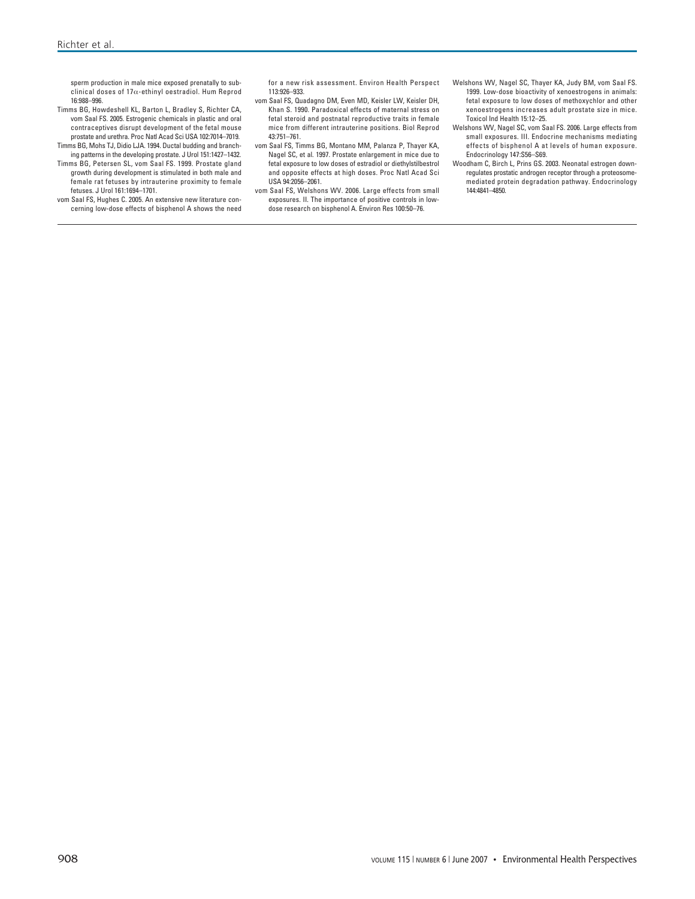sperm production in male mice exposed prenatally to subclinical doses of 17α-ethinyl oestradiol. Hum Reprod 16:988–996.

Timms BG, Howdeshell KL, Barton L, Bradley S, Richter CA, vom Saal FS. 2005. Estrogenic chemicals in plastic and oral contraceptives disrupt development of the fetal mouse prostate and urethra. Proc Natl Acad Sci USA 102:7014–7019.

Timms BG, Mohs TJ, Didio LJA. 1994. Ductal budding and branching patterns in the developing prostate. J Urol 151:1427–1432.

Timms BG, Petersen SL, vom Saal FS. 1999. Prostate gland growth during development is stimulated in both male and female rat fetuses by intrauterine proximity to female fetuses. J Urol 161:1694–1701.

vom Saal FS, Hughes C. 2005. An extensive new literature concerning low-dose effects of bisphenol A shows the need for a new risk assessment. Environ Health Perspect 113:926–933.

vom Saal FS, Quadagno DM, Even MD, Keisler LW, Keisler DH, Khan S. 1990. Paradoxical effects of maternal stress on fetal steroid and postnatal reproductive traits in female mice from different intrauterine positions. Biol Reprod 43:751–761.

vom Saal FS, Timms BG, Montano MM, Palanza P, Thayer KA, Nagel SC, et al. 1997. Prostate enlargement in mice due to fetal exposure to low doses of estradiol or diethylstilbestrol and opposite effects at high doses. Proc Natl Acad Sci USA 94:2056–2061.

vom Saal FS, Welshons WV. 2006. Large effects from small exposures. II. The importance of positive controls in low-dose research on bisphenol A. Environ Res 100:50–76.

Welshons WV, Nagel SC, Thayer KA, Judy BM, vom Saal FS. 1999. Low-dose bioactivity of xenoestrogens in animals: fetal exposure to low doses of methoxychlor and other xenoestrogens increases adult prostate size in mice. Toxicol Ind Health 15:12–25.

Welshons WV, Nagel SC, vom Saal FS. 2006. Large effects from small exposures. III. Endocrine mechanisms mediating effects of bisphenol A at levels of human exposure. Endocrinology 147:S56–S69.

Woodham C, Birch L, Prins GS. 2003. Neonatal estrogen down-regulates prostatic androgen receptor through a proteosome-mediated protein degradation pathway. Endocrinology 144:4841–4850.